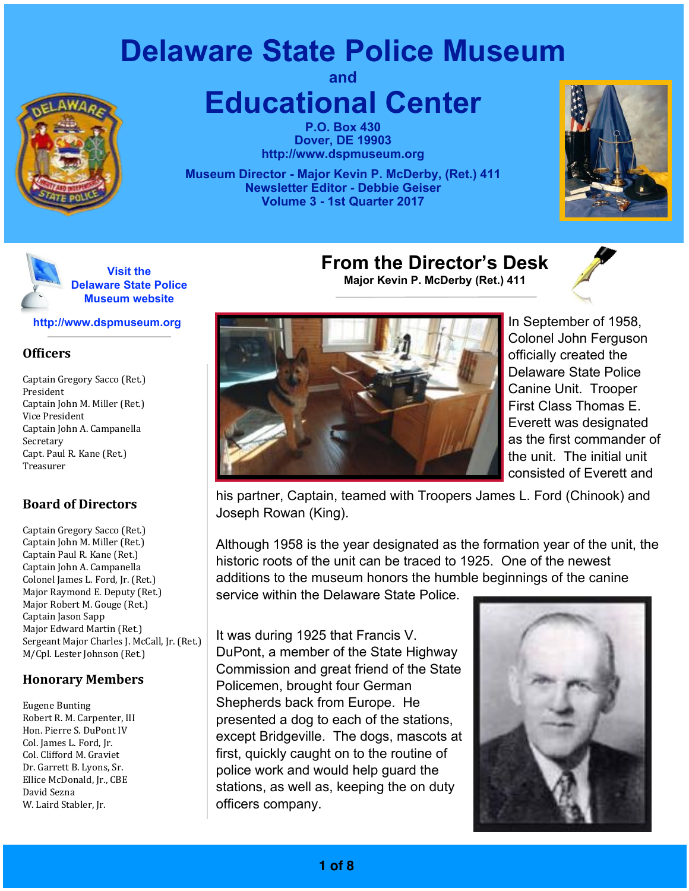# Delaware State Police Museum

and

# Educational Center

**P.O. Box 430**
**Dover, DE 19903**
**http://www.dspmuseum.org**

**Museum Director - Major Kevin P. McDerby, (Ret.) 411**
**Newsletter Editor - Debbie Geiser**
**Volume 3 - 1st Quarter 2017**

**Visit the Delaware State Police Museum website**

**http://www.dspmuseum.org**

### Officers

Captain Gregory Sacco (Ret.)
President
Captain John M. Miller (Ret.)
Vice President
Captain John A. Campanella
Secretary
Capt. Paul R. Kane (Ret.)
Treasurer

### Board of Directors

Captain Gregory Sacco (Ret.)
Captain John M. Miller (Ret.)
Captain Paul R. Kane (Ret.)
Captain John A. Campanella
Colonel James L. Ford, Jr. (Ret.)
Major Raymond E. Deputy (Ret.)
Major Robert M. Gouge (Ret.)
Captain Jason Sapp
Major Edward Martin (Ret.)
Sergeant Major Charles J. McCall, Jr. (Ret.)
M/Cpl. Lester Johnson (Ret.)

### Honorary Members

Eugene Bunting
Robert R. M. Carpenter, III
Hon. Pierre S. DuPont IV
Col. James L. Ford, Jr.
Col. Clifford M. Graviet
Dr. Garrett B. Lyons, Sr.
Ellice McDonald, Jr., CBE
David Sezna
W. Laird Stabler, Jr.

## From the Director's Desk

**Major Kevin P. McDerby (Ret.) 411**

In September of 1958, Colonel John Ferguson officially created the Delaware State Police Canine Unit. Trooper First Class Thomas E. Everett was designated as the first commander of the unit. The initial unit consisted of Everett and his partner, Captain, teamed with Troopers James L. Ford (Chinook) and Joseph Rowan (King).

Although 1958 is the year designated as the formation year of the unit, the historic roots of the unit can be traced to 1925. One of the newest additions to the museum honors the humble beginnings of the canine service within the Delaware State Police.

It was during 1925 that Francis V. DuPont, a member of the State Highway Commission and great friend of the State Policemen, brought four German Shepherds back from Europe. He presented a dog to each of the stations, except Bridgeville. The dogs, mascots at first, quickly caught on to the routine of police work and would help guard the stations, as well as, keeping the on duty officers company.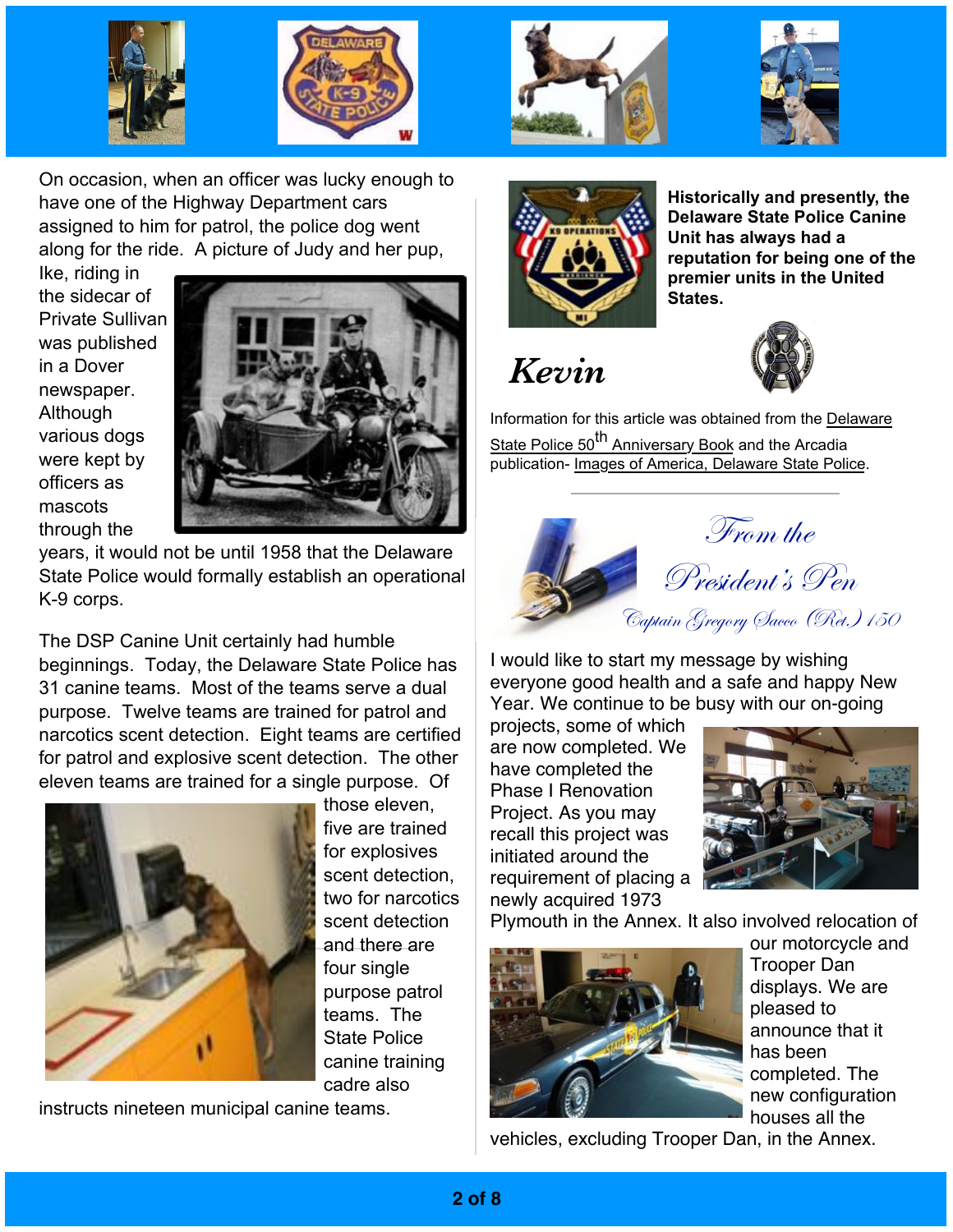On occasion, when an officer was lucky enough to have one of the Highway Department cars assigned to him for patrol, the police dog went along for the ride. A picture of Judy and her pup, Ike, riding in the sidecar of Private Sullivan was published in a Dover newspaper. Although various dogs were kept by officers as mascots through the years, it would not be until 1958 that the Delaware State Police would formally establish an operational K-9 corps.

The DSP Canine Unit certainly had humble beginnings. Today, the Delaware State Police has 31 canine teams. Most of the teams serve a dual purpose. Twelve teams are trained for patrol and narcotics scent detection. Eight teams are certified for patrol and explosive scent detection. The other eleven teams are trained for a single purpose. Of those eleven, five are trained for explosives scent detection, two for narcotics scent detection and there are four single purpose patrol teams. The State Police canine training cadre also instructs nineteen municipal canine teams.

**Historically and presently, the Delaware State Police Canine Unit has always had a reputation for being one of the premier units in the United States.**

***Kevin***

Information for this article was obtained from the Delaware State Police 50th Anniversary Book and the Arcadia publication- Images of America, Delaware State Police.

---

## *From the President's Pen*

*Captain Gregory Sacco (Ret.) 150*

I would like to start my message by wishing everyone good health and a safe and happy New Year. We continue to be busy with our on-going projects, some of which are now completed. We have completed the Phase I Renovation Project. As you may recall this project was initiated around the requirement of placing a newly acquired 1973 Plymouth in the Annex. It also involved relocation of our motorcycle and Trooper Dan displays. We are pleased to announce that it has been completed. The new configuration houses all the vehicles, excluding Trooper Dan, in the Annex.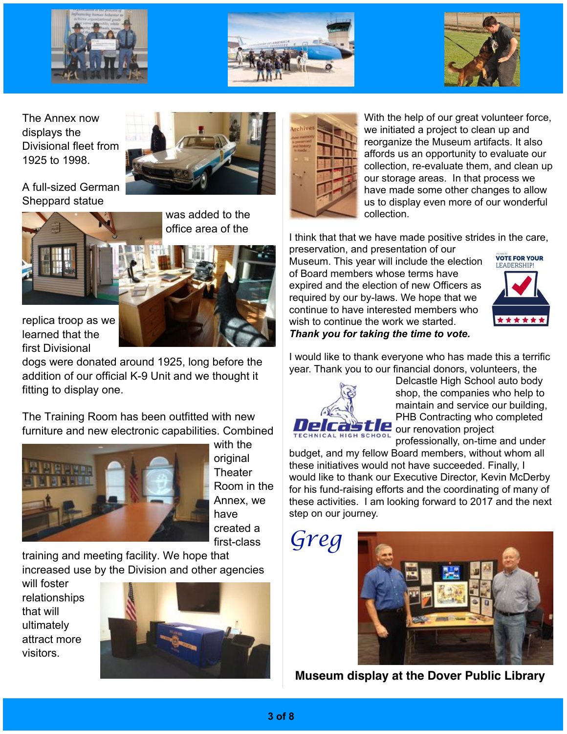The Annex now displays the Divisional fleet from 1925 to 1998.

A full-sized German Sheppard statue was added to the office area of the replica troop as we learned that the first Divisional dogs were donated around 1925, long before the addition of our official K-9 Unit and we thought it fitting to display one.

The Training Room has been outfitted with new furniture and new electronic capabilities. Combined with the original Theater Room in the Annex, we have created a first-class training and meeting facility. We hope that increased use by the Division and other agencies will foster relationships that will ultimately attract more visitors.

With the help of our great volunteer force, we initiated a project to clean up and reorganize the Museum artifacts. It also affords us an opportunity to evaluate our collection, re-evaluate them, and clean up our storage areas. In that process we have made some other changes to allow us to display even more of our wonderful collection.

I think that that we have made positive strides in the care, preservation, and presentation of our Museum. This year will include the election of Board members whose terms have expired and the election of new Officers as required by our by-laws. We hope that we continue to have interested members who wish to continue the work we started. ***Thank you for taking the time to vote.***

I would like to thank everyone who has made this a terrific year. Thank you to our financial donors, volunteers, the Delcastle High School auto body shop, the companies who help to maintain and service our building, PHB Contracting who completed our renovation project professionally, on-time and under budget, and my fellow Board members, without whom all these initiatives would not have succeeded. Finally, I would like to thank our Executive Director, Kevin McDerby for his fund-raising efforts and the coordinating of many of these activities. I am looking forward to 2017 and the next step on our journey.

*Greg*

**Museum display at the Dover Public Library**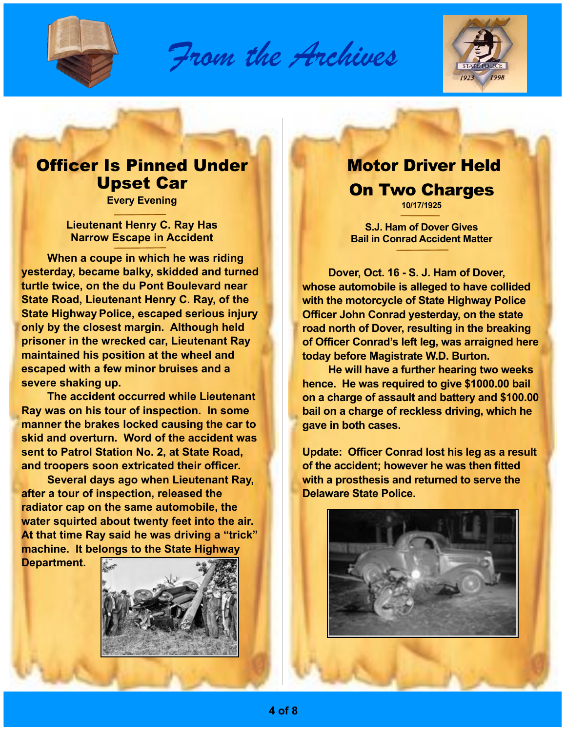# From the Archives

## Officer Is Pinned Under Upset Car

**Every Evening**

**Lieutenant Henry C. Ray Has Narrow Escape in Accident**

When a coupe in which he was riding yesterday, became balky, skidded and turned turtle twice, on the du Pont Boulevard near State Road, Lieutenant Henry C. Ray, of the State Highway Police, escaped serious injury only by the closest margin. Although held prisoner in the wrecked car, Lieutenant Ray maintained his position at the wheel and escaped with a few minor bruises and a severe shaking up.

The accident occurred while Lieutenant Ray was on his tour of inspection. In some manner the brakes locked causing the car to skid and overturn. Word of the accident was sent to Patrol Station No. 2, at State Road, and troopers soon extricated their officer.

Several days ago when Lieutenant Ray, after a tour of inspection, released the radiator cap on the same automobile, the water squirted about twenty feet into the air. At that time Ray said he was driving a "trick" machine. It belongs to the State Highway Department.

## Motor Driver Held On Two Charges

**10/17/1925**

**S.J. Ham of Dover Gives Bail in Conrad Accident Matter**

Dover, Oct. 16 - S. J. Ham of Dover, whose automobile is alleged to have collided with the motorcycle of State Highway Police Officer John Conrad yesterday, on the state road north of Dover, resulting in the breaking of Officer Conrad's left leg, was arraigned here today before Magistrate W.D. Burton.

He will have a further hearing two weeks hence. He was required to give $1000.00 bail on a charge of assault and battery and $100.00 bail on a charge of reckless driving, which he gave in both cases.

Update: Officer Conrad lost his leg as a result of the accident; however he was then fitted with a prosthesis and returned to serve the Delaware State Police.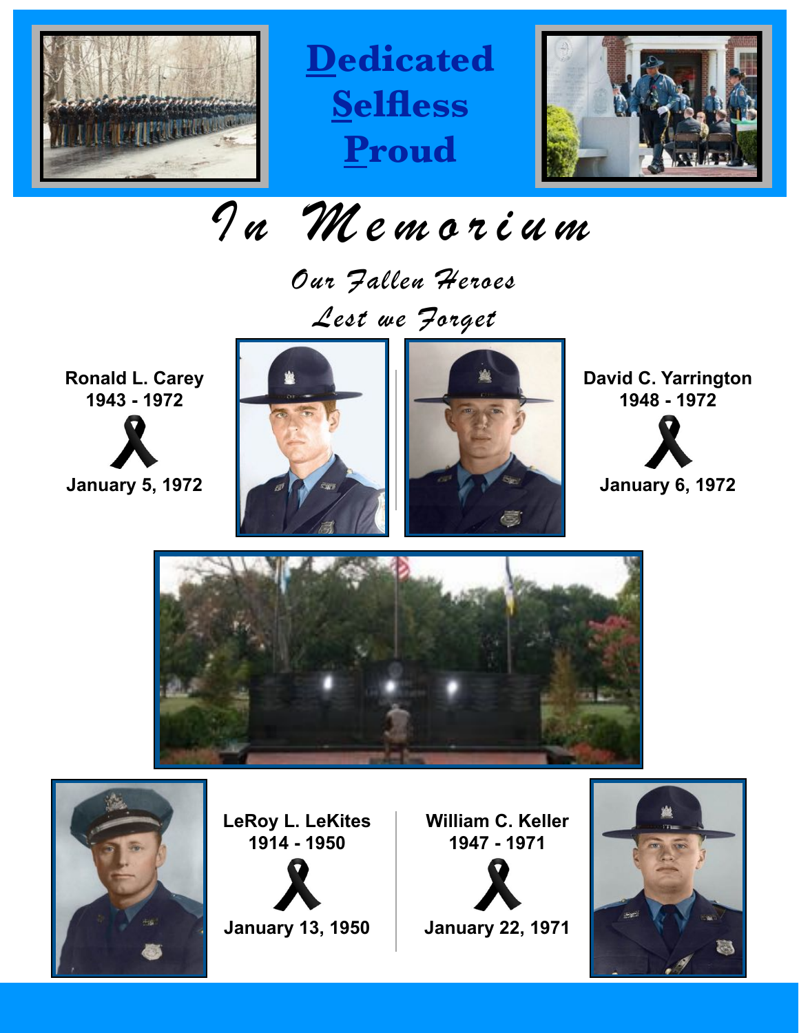**Dedicated**

**Selfless**

**Proud**

# *In Memorium*

*Our Fallen Heroes*

*Lest we Forget*

**Ronald L. Carey**
**1943 - 1972**

**January 5, 1972**

**David C. Yarrington**
**1948 - 1972**

**January 6, 1972**

**LeRoy L. LeKites**
**1914 - 1950**

**January 13, 1950**

**William C. Keller**
**1947 - 1971**

**January 22, 1971**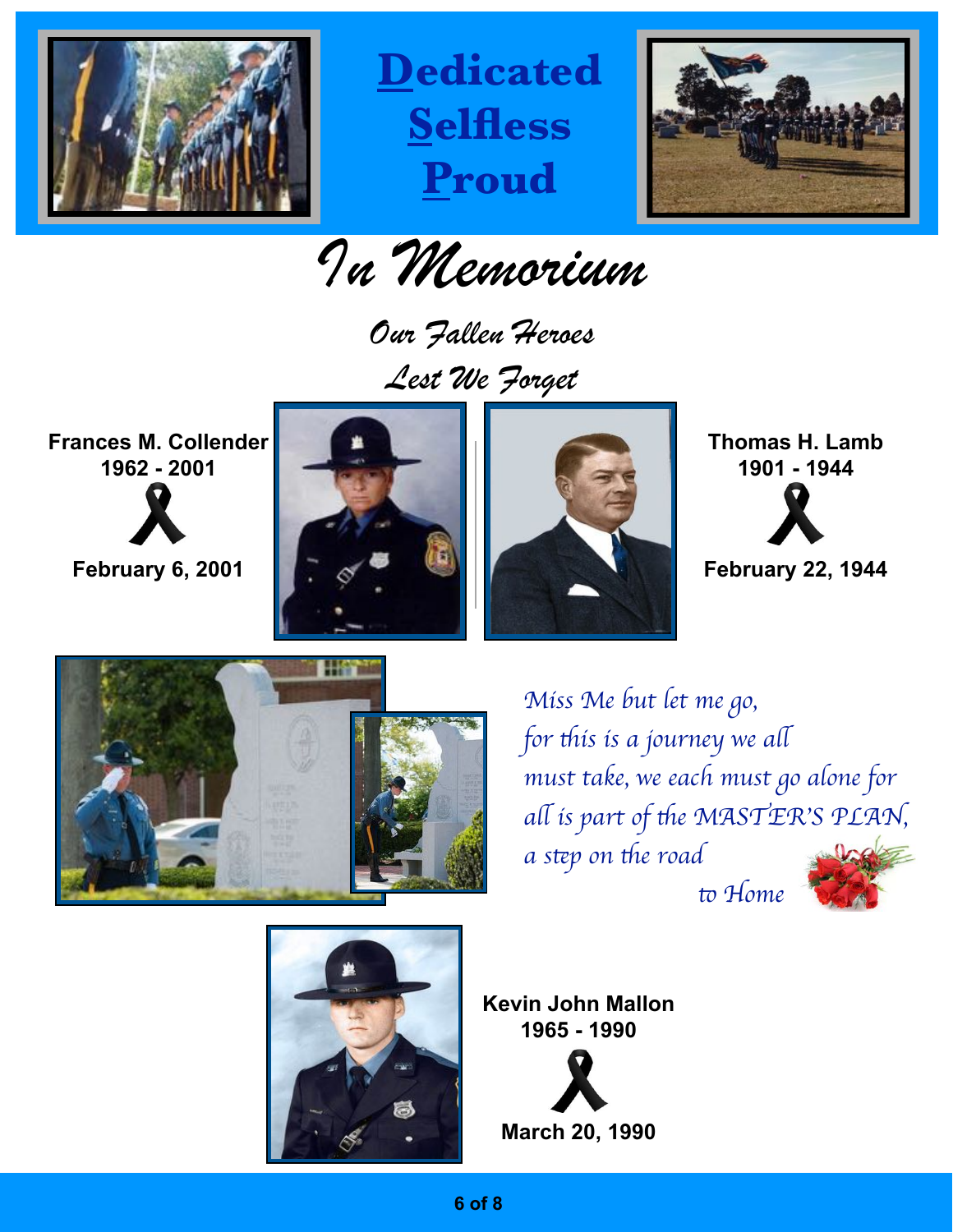**Dedicated**
**Selfless**
**Proud**

# In Memorium

## Our Fallen Heroes
## Lest We Forget

**Frances M. Collender**
**1962 - 2001**

**February 6, 2001**

**Thomas H. Lamb**
**1901 - 1944**

**February 22, 1944**

*Miss Me but let me go,*
*for this is a journey we all*
*must take, we each must go alone for*
*all is part of the MASTER'S PLAN,*
*a step on the road*
*to Home*

**Kevin John Mallon**
**1965 - 1990**

**March 20, 1990**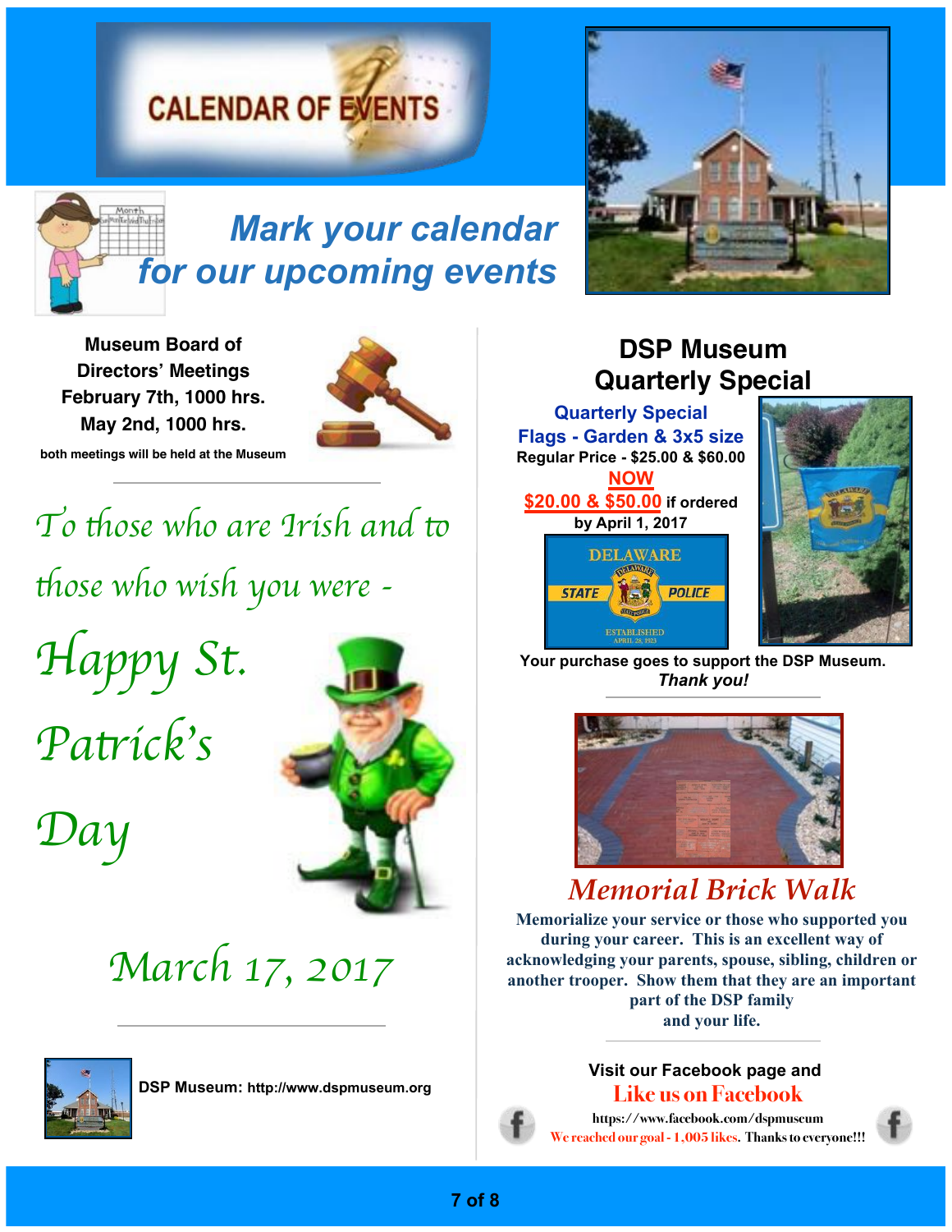# CALENDAR OF EVENTS

## *Mark your calendar for our upcoming events*

**Museum Board of Directors' Meetings**
**February 7th, 1000 hrs.**
**May 2nd, 1000 hrs.**

**both meetings will be held at the Museum**

*To those who are Irish and to those who wish you were -*

*Happy St. Patrick's Day*

*March 17, 2017*

**DSP Museum: http://www.dspmuseum.org**

## DSP Museum Quarterly Special

**Quarterly Special**
**Flags - Garden & 3x5 size**
**Regular Price - $25.00 & $60.00**
**NOW**
**$20.00 & $50.00 if ordered by April 1, 2017**

DELAWARE STATE POLICE
ESTABLISHED APRIL 28, 1923

**Your purchase goes to support the DSP Museum.**
***Thank you!***

## *Memorial Brick Walk*

**Memorialize your service or those who supported you during your career. This is an excellent way of acknowledging your parents, spouse, sibling, children or another trooper. Show them that they are an important part of the DSP family and your life.**

**Visit our Facebook page and**
**Like us on Facebook**
**https://www.facebook.com/dspmuseum**
We reached our goal - 1,005 likes. Thanks to everyone!!!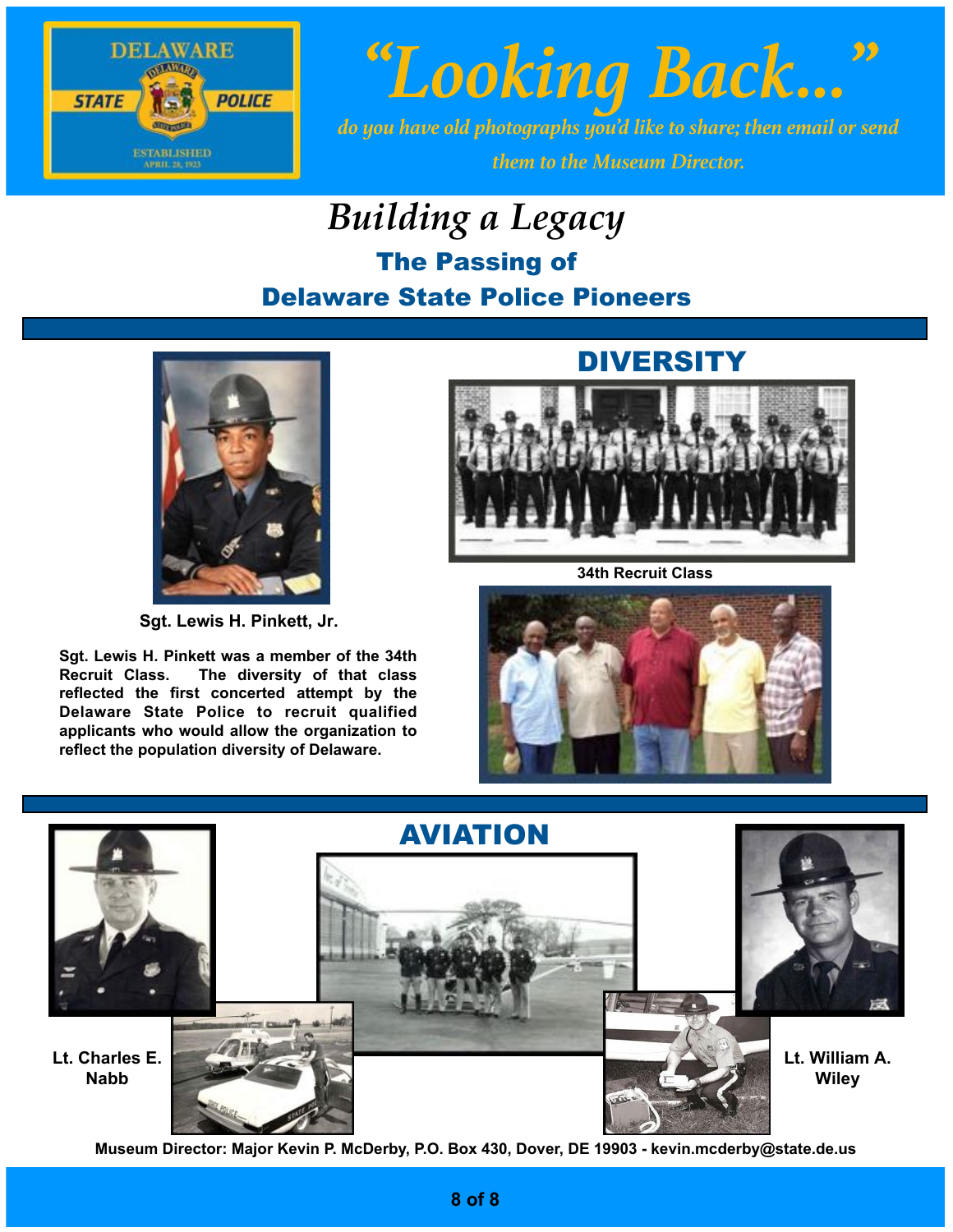# "Looking Back..."

*do you have old photographs you'd like to share; then email or send them to the Museum Director.*

## *Building a Legacy*

### The Passing of Delaware State Police Pioneers

## DIVERSITY

**Sgt. Lewis H. Pinkett, Jr.**

**Sgt. Lewis H. Pinkett was a member of the 34th Recruit Class. The diversity of that class reflected the first concerted attempt by the Delaware State Police to recruit qualified applicants who would allow the organization to reflect the population diversity of Delaware.**

**34th Recruit Class**

## AVIATION

**Lt. Charles E. Nabb**

**Lt. William A. Wiley**

**Museum Director: Major Kevin P. McDerby, P.O. Box 430, Dover, DE 19903 - kevin.mcderby@state.de.us**